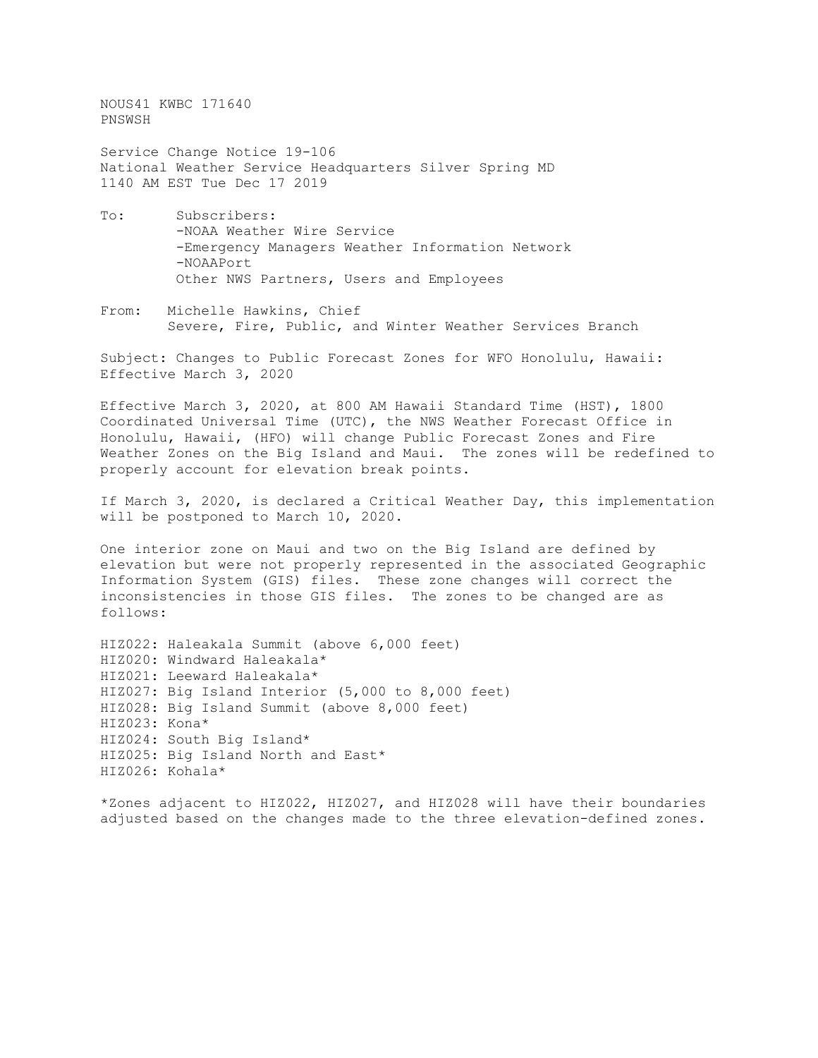NOUS41 KWBC 171640
PNSWSH

Service Change Notice 19-106
National Weather Service Headquarters Silver Spring MD
1140 AM EST Tue Dec 17 2019

To: Subscribers:
-NOAA Weather Wire Service
-Emergency Managers Weather Information Network
-NOAAPort
Other NWS Partners, Users and Employees

From: Michelle Hawkins, Chief
Severe, Fire, Public, and Winter Weather Services Branch

Subject: Changes to Public Forecast Zones for WFO Honolulu, Hawaii: Effective March 3, 2020

Effective March 3, 2020, at 800 AM Hawaii Standard Time (HST), 1800 Coordinated Universal Time (UTC), the NWS Weather Forecast Office in Honolulu, Hawaii, (HFO) will change Public Forecast Zones and Fire Weather Zones on the Big Island and Maui. The zones will be redefined to properly account for elevation break points.

If March 3, 2020, is declared a Critical Weather Day, this implementation will be postponed to March 10, 2020.

One interior zone on Maui and two on the Big Island are defined by elevation but were not properly represented in the associated Geographic Information System (GIS) files. These zone changes will correct the inconsistencies in those GIS files. The zones to be changed are as follows:

HIZ022: Haleakala Summit (above 6,000 feet)
HIZ020: Windward Haleakala*
HIZ021: Leeward Haleakala*
HIZ027: Big Island Interior (5,000 to 8,000 feet)
HIZ028: Big Island Summit (above 8,000 feet)
HIZ023: Kona*
HIZ024: South Big Island*
HIZ025: Big Island North and East*
HIZ026: Kohala*

*Zones adjacent to HIZ022, HIZ027, and HIZ028 will have their boundaries adjusted based on the changes made to the three elevation-defined zones.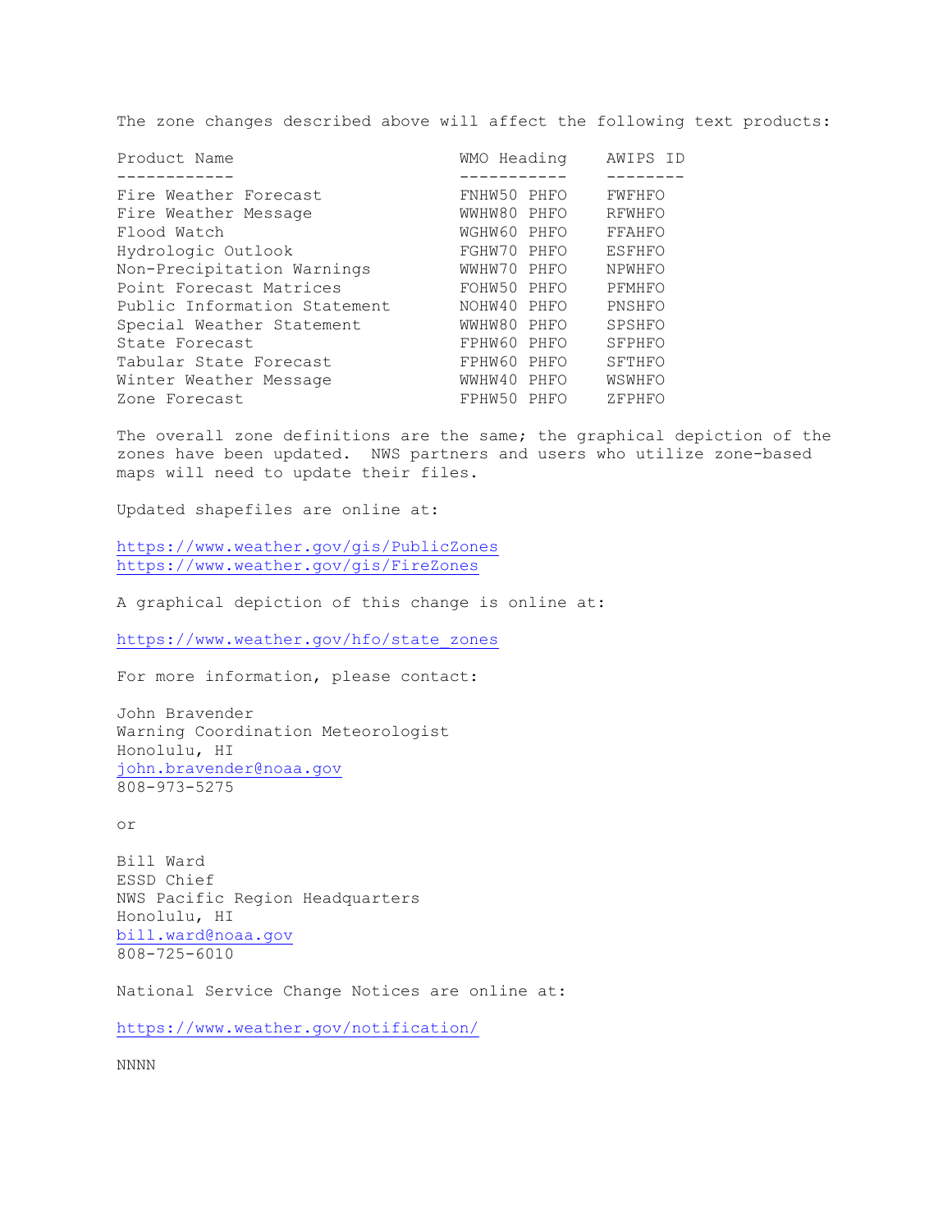The zone changes described above will affect the following text products:

| Product Name | WMO Heading | AWIPS ID |
|---|---|---|
| Fire Weather Forecast | FNHW50 PHFO | FWFHFO |
| Fire Weather Message | WWHW80 PHFO | RFWHFO |
| Flood Watch | WGHW60 PHFO | FFAHFO |
| Hydrologic Outlook | FGHW70 PHFO | ESFHFO |
| Non-Precipitation Warnings | WWHW70 PHFO | NPWHFO |
| Point Forecast Matrices | FOHW50 PHFO | PFMHFO |
| Public Information Statement | NOHW40 PHFO | PNSHFO |
| Special Weather Statement | WWHW80 PHFO | SPSHFO |
| State Forecast | FPHW60 PHFO | SFPHFO |
| Tabular State Forecast | FPHW60 PHFO | SFTHFO |
| Winter Weather Message | WWHW40 PHFO | WSWHFO |
| Zone Forecast | FPHW50 PHFO | ZFPHFO |

The overall zone definitions are the same; the graphical depiction of the zones have been updated. NWS partners and users who utilize zone-based maps will need to update their files.

Updated shapefiles are online at:

https://www.weather.gov/gis/PublicZones
https://www.weather.gov/gis/FireZones

A graphical depiction of this change is online at:

https://www.weather.gov/hfo/state_zones

For more information, please contact:

John Bravender
Warning Coordination Meteorologist
Honolulu, HI
john.bravender@noaa.gov
808-973-5275

or

Bill Ward
ESSD Chief
NWS Pacific Region Headquarters
Honolulu, HI
bill.ward@noaa.gov
808-725-6010

National Service Change Notices are online at:

https://www.weather.gov/notification/

NNNN